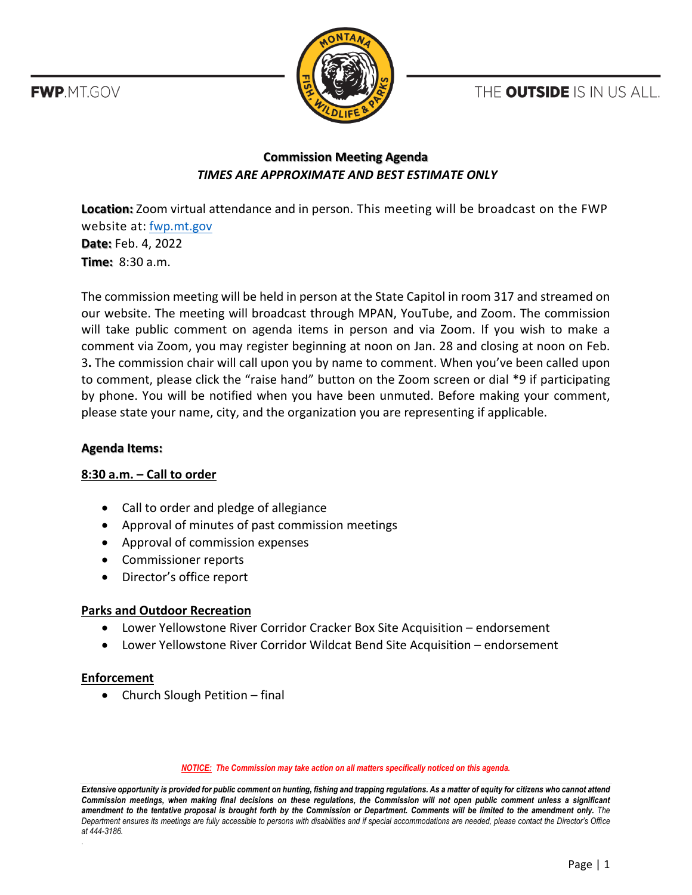FWP.MT.GOV

THE **OUTSIDE** IS IN US ALL.

## Commission Meeting Agenda

*TIMES ARE APPROXIMATE AND BEST ESTIMATE ONLY*

**Location:** Zoom virtual attendance and in person. This meeting will be broadcast on the FWP website at: [fwp.mt.gov](https://fwp.mt.gov)
**Date:** Feb. 4, 2022
**Time:** 8:30 a.m.

The commission meeting will be held in person at the State Capitol in room 317 and streamed on our website. The meeting will broadcast through MPAN, YouTube, and Zoom. The commission will take public comment on agenda items in person and via Zoom. If you wish to make a comment via Zoom, you may register beginning at noon on Jan. 28 and closing at noon on Feb. 3**.** The commission chair will call upon you by name to comment. When you've been called upon to comment, please click the "raise hand" button on the Zoom screen or dial *9 if participating by phone. You will be notified when you have been unmuted. Before making your comment, please state your name, city, and the organization you are representing if applicable.

### Agenda Items:

**8:30 a.m. – Call to order**

- Call to order and pledge of allegiance
- Approval of minutes of past commission meetings
- Approval of commission expenses
- Commissioner reports
- Director's office report

**Parks and Outdoor Recreation**

- Lower Yellowstone River Corridor Cracker Box Site Acquisition – endorsement
- Lower Yellowstone River Corridor Wildcat Bend Site Acquisition – endorsement

**Enforcement**

- Church Slough Petition – final

***NOTICE:* *The Commission may take action on all matters specifically noticed on this agenda.***

***Extensive opportunity is provided for public comment on hunting, fishing and trapping regulations. As a matter of equity for citizens who cannot attend Commission meetings, when making final decisions on these regulations, the Commission will not open public comment unless a significant amendment to the tentative proposal is brought forth by the Commission or Department. Comments will be limited to the amendment only.*** *The Department ensures its meetings are fully accessible to persons with disabilities and if special accommodations are needed, please contact the Director's Office at 444-3186.*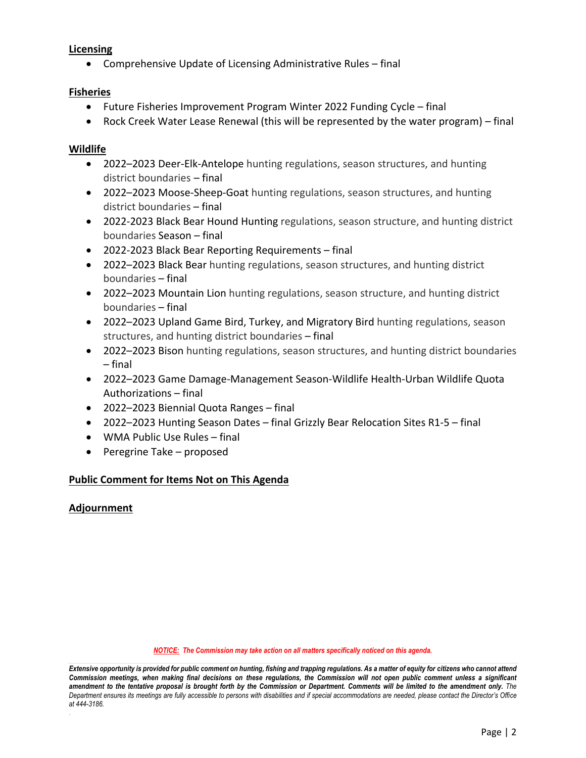**Licensing**

- Comprehensive Update of Licensing Administrative Rules – final

**Fisheries**

- Future Fisheries Improvement Program Winter 2022 Funding Cycle – final
- Rock Creek Water Lease Renewal (this will be represented by the water program) – final

**Wildlife**

- 2022–2023 Deer-Elk-Antelope hunting regulations, season structures, and hunting district boundaries – final
- 2022–2023 Moose-Sheep-Goat hunting regulations, season structures, and hunting district boundaries – final
- 2022-2023 Black Bear Hound Hunting regulations, season structure, and hunting district boundaries Season – final
- 2022-2023 Black Bear Reporting Requirements – final
- 2022–2023 Black Bear hunting regulations, season structures, and hunting district boundaries – final
- 2022–2023 Mountain Lion hunting regulations, season structure, and hunting district boundaries – final
- 2022–2023 Upland Game Bird, Turkey, and Migratory Bird hunting regulations, season structures, and hunting district boundaries – final
- 2022–2023 Bison hunting regulations, season structures, and hunting district boundaries – final
- 2022–2023 Game Damage-Management Season-Wildlife Health-Urban Wildlife Quota Authorizations – final
- 2022–2023 Biennial Quota Ranges – final
- 2022–2023 Hunting Season Dates – final Grizzly Bear Relocation Sites R1-5 – final
- WMA Public Use Rules – final
- Peregrine Take – proposed

**Public Comment for Items Not on This Agenda**

**Adjournment**

***NOTICE:* *The Commission may take action on all matters specifically noticed on this agenda.***

***Extensive opportunity is provided for public comment on hunting, fishing and trapping regulations. As a matter of equity for citizens who cannot attend Commission meetings, when making final decisions on these regulations, the Commission will not open public comment unless a significant amendment to the tentative proposal is brought forth by the Commission or Department. Comments will be limited to the amendment only.*** *The Department ensures its meetings are fully accessible to persons with disabilities and if special accommodations are needed, please contact the Director's Office at 444-3186.*